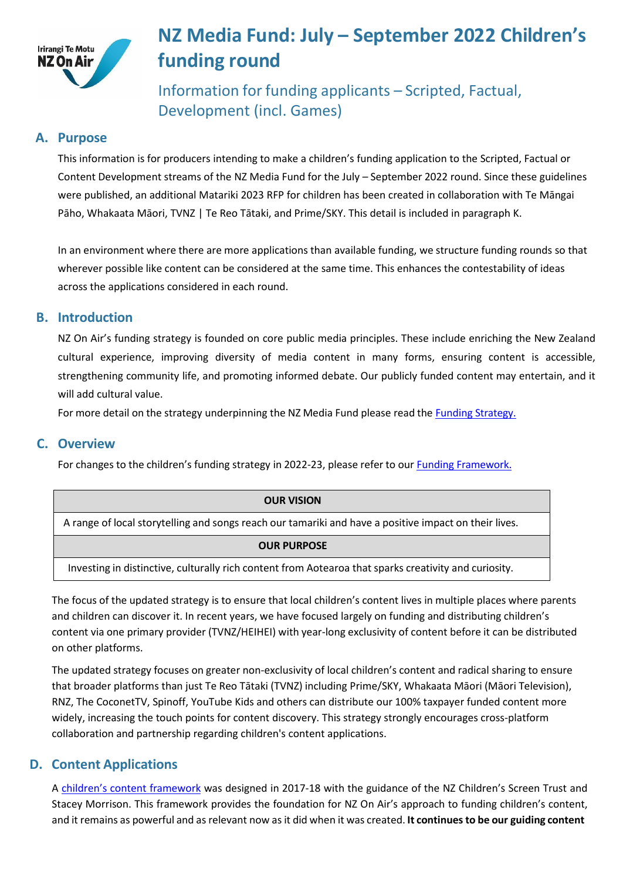# NZ Media Fund: July – September 2022 Children's funding round

## Information for funding applicants – Scripted, Factual, Development (incl. Games)

## A. Purpose

This information is for producers intending to make a children's funding application to the Scripted, Factual or Content Development streams of the NZ Media Fund for the July – September 2022 round. Since these guidelines were published, an additional Matariki 2023 RFP for children has been created in collaboration with Te Māngai Pāho, Whakaata Māori, TVNZ | Te Reo Tātaki, and Prime/SKY. This detail is included in paragraph K.

In an environment where there are more applications than available funding, we structure funding rounds so that wherever possible like content can be considered at the same time. This enhances the contestability of ideas across the applications considered in each round.

## B. Introduction

NZ On Air's funding strategy is founded on core public media principles. These include enriching the New Zealand cultural experience, improving diversity of media content in many forms, ensuring content is accessible, strengthening community life, and promoting informed debate. Our publicly funded content may entertain, and it will add cultural value.

For more detail on the strategy underpinning the NZ Media Fund please read the [Funding Strategy.](#)

## C. Overview

For changes to the children's funding strategy in 2022-23, please refer to our [Funding Framework.](#)

| OUR VISION |
| --- |
| A range of local storytelling and songs reach our tamariki and have a positive impact on their lives. |
| **OUR PURPOSE** |
| Investing in distinctive, culturally rich content from Aotearoa that sparks creativity and curiosity. |

The focus of the updated strategy is to ensure that local children's content lives in multiple places where parents and children can discover it. In recent years, we have focused largely on funding and distributing children's content via one primary provider (TVNZ/HEIHEI) with year-long exclusivity of content before it can be distributed on other platforms.

The updated strategy focuses on greater non-exclusivity of local children's content and radical sharing to ensure that broader platforms than just Te Reo Tātaki (TVNZ) including Prime/SKY, Whakaata Māori (Māori Television), RNZ, The CoconetTV, Spinoff, YouTube Kids and others can distribute our 100% taxpayer funded content more widely, increasing the touch points for content discovery. This strategy strongly encourages cross-platform collaboration and partnership regarding children's content applications.

## D. Content Applications

A [children's content framework](#) was designed in 2017-18 with the guidance of the NZ Children's Screen Trust and Stacey Morrison. This framework provides the foundation for NZ On Air's approach to funding children's content, and it remains as powerful and as relevant now as it did when it was created. **It continues to be our guiding content**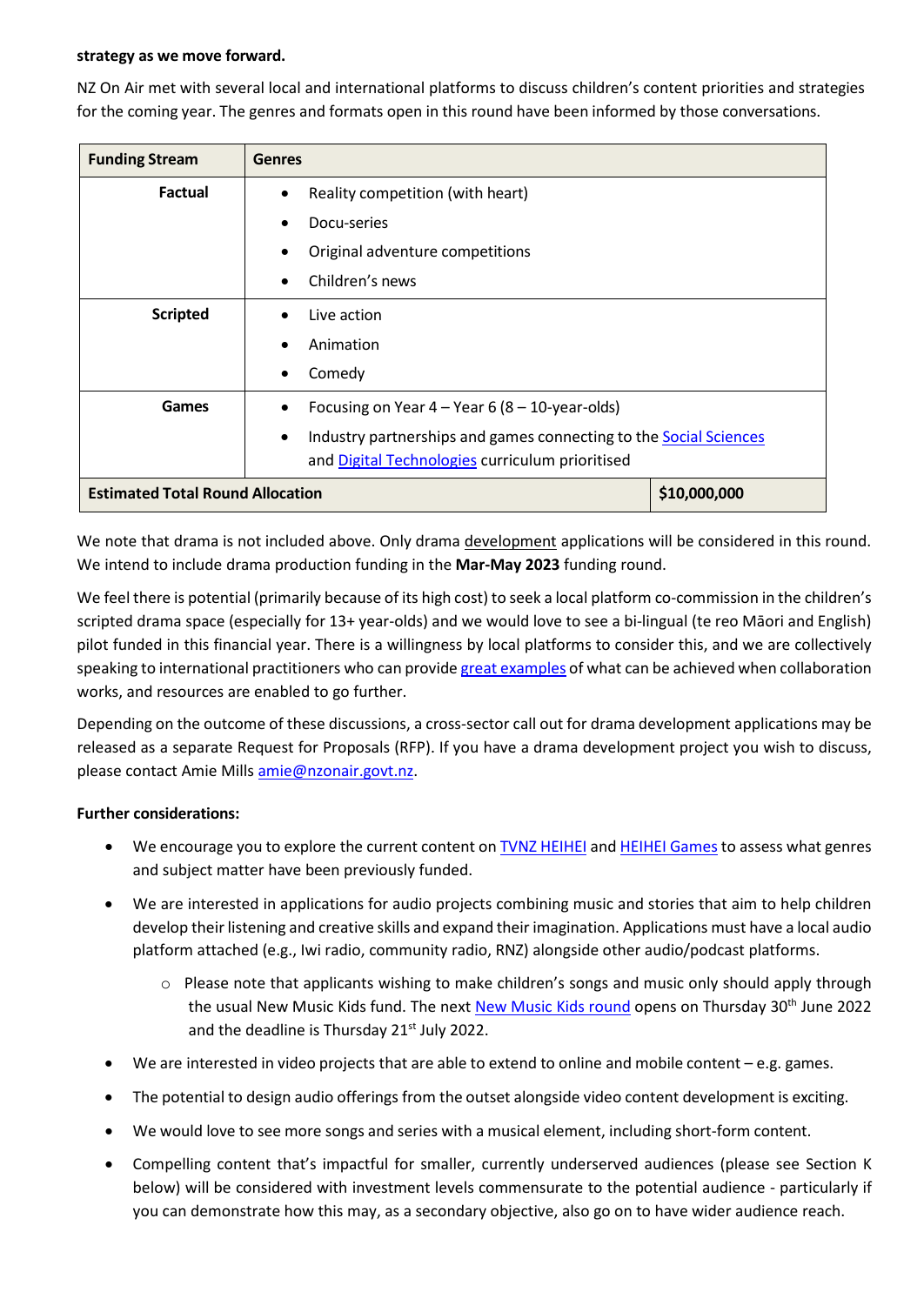**strategy as we move forward.**

NZ On Air met with several local and international platforms to discuss children's content priorities and strategies for the coming year. The genres and formats open in this round have been informed by those conversations.

| Funding Stream | Genres | |
|---|---|---|
| **Factual** | • Reality competition (with heart)<br>• Docu-series<br>• Original adventure competitions<br>• Children's news | |
| **Scripted** | • Live action<br>• Animation<br>• Comedy | |
| **Games** | • Focusing on Year 4 – Year 6 (8 – 10-year-olds)<br>• Industry partnerships and games connecting to the Social Sciences and Digital Technologies curriculum prioritised | |
| **Estimated Total Round Allocation** | | **$10,000,000** |

We note that drama is not included above. Only drama development applications will be considered in this round. We intend to include drama production funding in the **Mar-May 2023** funding round.

We feel there is potential (primarily because of its high cost) to seek a local platform co-commission in the children's scripted drama space (especially for 13+ year-olds) and we would love to see a bi-lingual (te reo Māori and English) pilot funded in this financial year. There is a willingness by local platforms to consider this, and we are collectively speaking to international practitioners who can provide great examples of what can be achieved when collaboration works, and resources are enabled to go further.

Depending on the outcome of these discussions, a cross-sector call out for drama development applications may be released as a separate Request for Proposals (RFP). If you have a drama development project you wish to discuss, please contact Amie Mills amie@nzonair.govt.nz.

**Further considerations:**

- We encourage you to explore the current content on TVNZ HEIHEI and HEIHEI Games to assess what genres and subject matter have been previously funded.
- We are interested in applications for audio projects combining music and stories that aim to help children develop their listening and creative skills and expand their imagination. Applications must have a local audio platform attached (e.g., Iwi radio, community radio, RNZ) alongside other audio/podcast platforms.
    - Please note that applicants wishing to make children's songs and music only should apply through the usual New Music Kids fund. The next New Music Kids round opens on Thursday 30th June 2022 and the deadline is Thursday 21st July 2022.
- We are interested in video projects that are able to extend to online and mobile content – e.g. games.
- The potential to design audio offerings from the outset alongside video content development is exciting.
- We would love to see more songs and series with a musical element, including short-form content.
- Compelling content that's impactful for smaller, currently underserved audiences (please see Section K below) will be considered with investment levels commensurate to the potential audience - particularly if you can demonstrate how this may, as a secondary objective, also go on to have wider audience reach.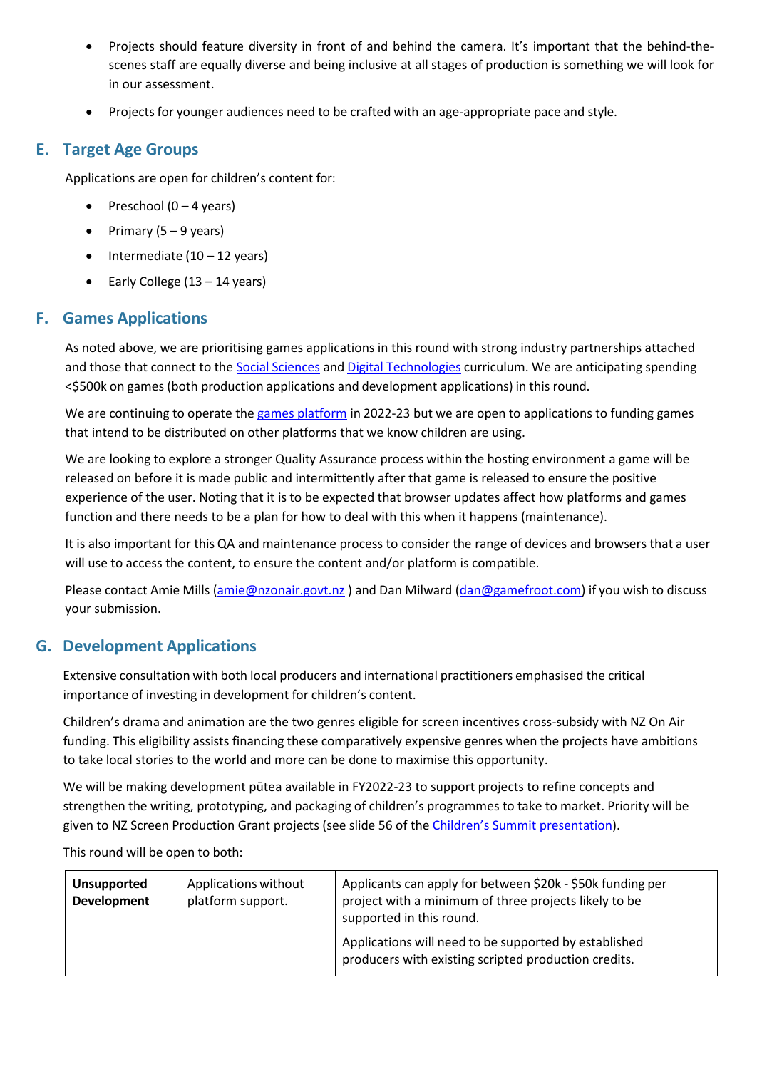- Projects should feature diversity in front of and behind the camera. It's important that the behind-the-scenes staff are equally diverse and being inclusive at all stages of production is something we will look for in our assessment.
- Projects for younger audiences need to be crafted with an age-appropriate pace and style.

## E. Target Age Groups

Applications are open for children's content for:

- Preschool (0 – 4 years)
- Primary (5 – 9 years)
- Intermediate (10 – 12 years)
- Early College (13 – 14 years)

## F. Games Applications

As noted above, we are prioritising games applications in this round with strong industry partnerships attached and those that connect to the Social Sciences and Digital Technologies curriculum. We are anticipating spending <$500k on games (both production applications and development applications) in this round.

We are continuing to operate the games platform in 2022-23 but we are open to applications to funding games that intend to be distributed on other platforms that we know children are using.

We are looking to explore a stronger Quality Assurance process within the hosting environment a game will be released on before it is made public and intermittently after that game is released to ensure the positive experience of the user. Noting that it is to be expected that browser updates affect how platforms and games function and there needs to be a plan for how to deal with this when it happens (maintenance).

It is also important for this QA and maintenance process to consider the range of devices and browsers that a user will use to access the content, to ensure the content and/or platform is compatible.

Please contact Amie Mills (amie@nzonair.govt.nz ) and Dan Milward (dan@gamefroot.com) if you wish to discuss your submission.

## G. Development Applications

Extensive consultation with both local producers and international practitioners emphasised the critical importance of investing in development for children's content.

Children's drama and animation are the two genres eligible for screen incentives cross-subsidy with NZ On Air funding. This eligibility assists financing these comparatively expensive genres when the projects have ambitions to take local stories to the world and more can be done to maximise this opportunity.

We will be making development pūtea available in FY2022-23 to support projects to refine concepts and strengthen the writing, prototyping, and packaging of children's programmes to take to market. Priority will be given to NZ Screen Production Grant projects (see slide 56 of the Children's Summit presentation).

This round will be open to both:

| | | |
|---|---|---|
| **Unsupported Development** | Applications without platform support. | Applicants can apply for between $20k - $50k funding per project with a minimum of three projects likely to be supported in this round.<br><br>Applications will need to be supported by established producers with existing scripted production credits. |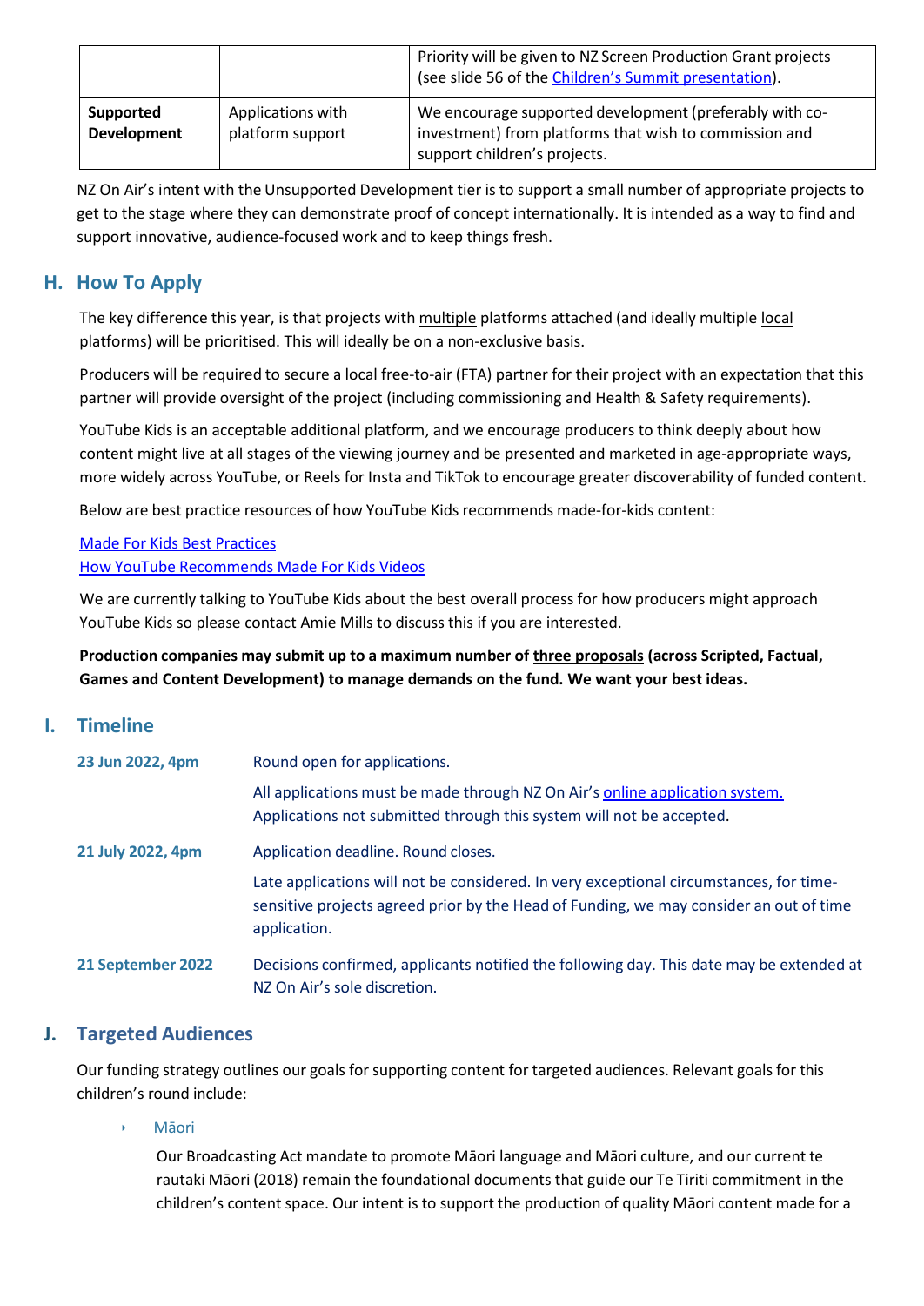| | | Priority will be given to NZ Screen Production Grant projects (see slide 56 of the Children's Summit presentation). |
|---|---|---|
| **Supported Development** | Applications with platform support | We encourage supported development (preferably with co-investment) from platforms that wish to commission and support children's projects. |

NZ On Air's intent with the Unsupported Development tier is to support a small number of appropriate projects to get to the stage where they can demonstrate proof of concept internationally. It is intended as a way to find and support innovative, audience-focused work and to keep things fresh.

## H. How To Apply

The key difference this year, is that projects with multiple platforms attached (and ideally multiple local platforms) will be prioritised. This will ideally be on a non-exclusive basis.

Producers will be required to secure a local free-to-air (FTA) partner for their project with an expectation that this partner will provide oversight of the project (including commissioning and Health & Safety requirements).

YouTube Kids is an acceptable additional platform, and we encourage producers to think deeply about how content might live at all stages of the viewing journey and be presented and marketed in age-appropriate ways, more widely across YouTube, or Reels for Insta and TikTok to encourage greater discoverability of funded content.

Below are best practice resources of how YouTube Kids recommends made-for-kids content:

Made For Kids Best Practices
How YouTube Recommends Made For Kids Videos

We are currently talking to YouTube Kids about the best overall process for how producers might approach YouTube Kids so please contact Amie Mills to discuss this if you are interested.

**Production companies may submit up to a maximum number of three proposals (across Scripted, Factual, Games and Content Development) to manage demands on the fund. We want your best ideas.**

## I. Timeline

| | |
|---|---|
| **23 Jun 2022, 4pm** | Round open for applications. All applications must be made through NZ On Air's online application system. Applications not submitted through this system will not be accepted. |
| **21 July 2022, 4pm** | Application deadline. Round closes. Late applications will not be considered. In very exceptional circumstances, for time-sensitive projects agreed prior by the Head of Funding, we may consider an out of time application. |
| **21 September 2022** | Decisions confirmed, applicants notified the following day. This date may be extended at NZ On Air's sole discretion. |

## J. Targeted Audiences

Our funding strategy outlines our goals for supporting content for targeted audiences. Relevant goals for this children's round include:

- Māori

  Our Broadcasting Act mandate to promote Māori language and Māori culture, and our current te rautaki Māori (2018) remain the foundational documents that guide our Te Tiriti commitment in the children's content space. Our intent is to support the production of quality Māori content made for a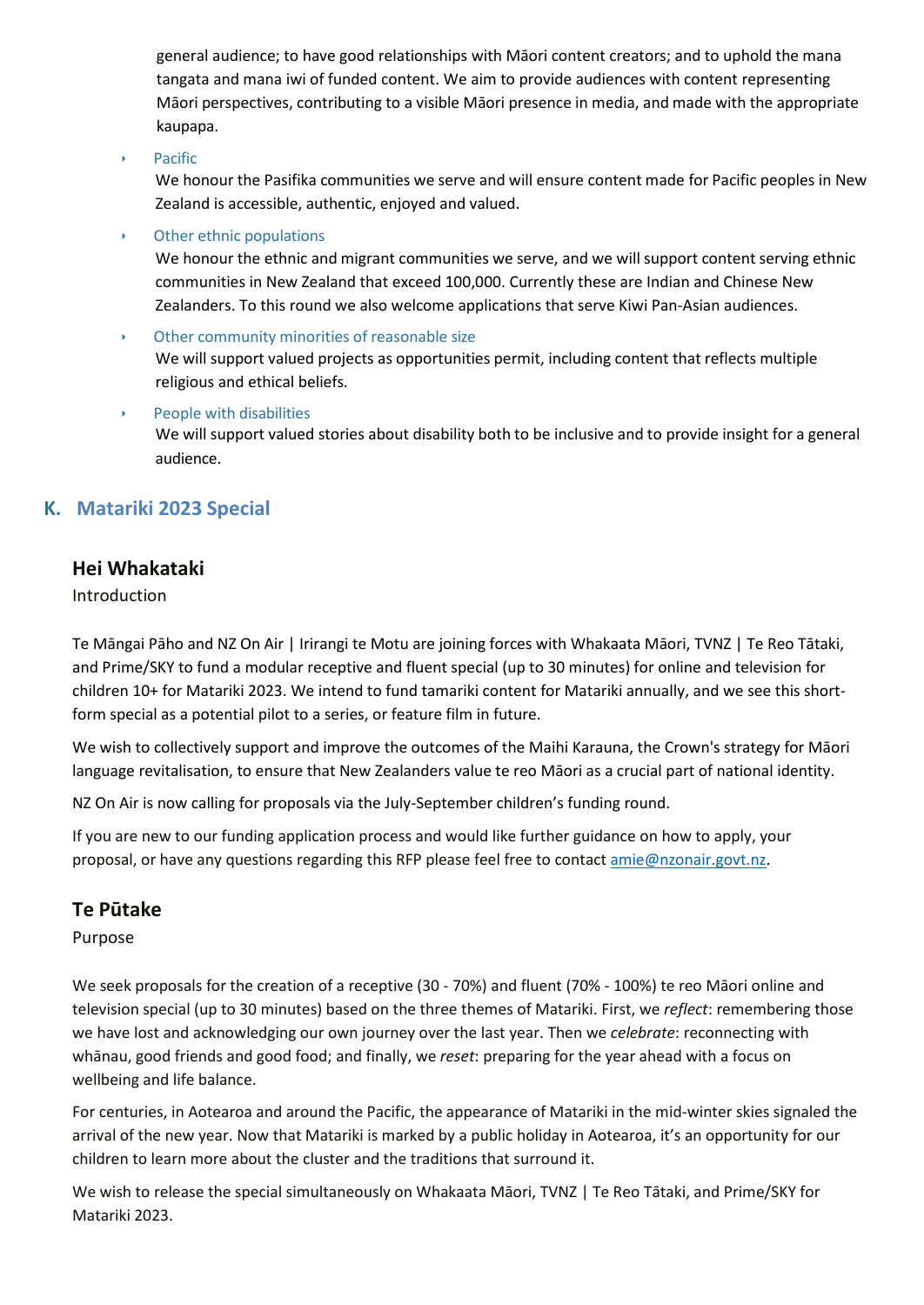general audience; to have good relationships with Māori content creators; and to uphold the mana tangata and mana iwi of funded content. We aim to provide audiences with content representing Māori perspectives, contributing to a visible Māori presence in media, and made with the appropriate kaupapa.

- Pacific

  We honour the Pasifika communities we serve and will ensure content made for Pacific peoples in New Zealand is accessible, authentic, enjoyed and valued.

- Other ethnic populations

  We honour the ethnic and migrant communities we serve, and we will support content serving ethnic communities in New Zealand that exceed 100,000. Currently these are Indian and Chinese New Zealanders. To this round we also welcome applications that serve Kiwi Pan-Asian audiences.

- Other community minorities of reasonable size

  We will support valued projects as opportunities permit, including content that reflects multiple religious and ethical beliefs.

- People with disabilities

  We will support valued stories about disability both to be inclusive and to provide insight for a general audience.

## K. Matariki 2023 Special

### Hei Whakataki

Introduction

Te Māngai Pāho and NZ On Air | Irirangi te Motu are joining forces with Whakaata Māori, TVNZ | Te Reo Tātaki, and Prime/SKY to fund a modular receptive and fluent special (up to 30 minutes) for online and television for children 10+ for Matariki 2023. We intend to fund tamariki content for Matariki annually, and we see this short-form special as a potential pilot to a series, or feature film in future.

We wish to collectively support and improve the outcomes of the Maihi Karauna, the Crown's strategy for Māori language revitalisation, to ensure that New Zealanders value te reo Māori as a crucial part of national identity.

NZ On Air is now calling for proposals via the July-September children's funding round.

If you are new to our funding application process and would like further guidance on how to apply, your proposal, or have any questions regarding this RFP please feel free to contact amie@nzonair.govt.nz.

### Te Pūtake

Purpose

We seek proposals for the creation of a receptive (30 - 70%) and fluent (70% - 100%) te reo Māori online and television special (up to 30 minutes) based on the three themes of Matariki. First, we *reflect*: remembering those we have lost and acknowledging our own journey over the last year. Then we *celebrate*: reconnecting with whānau, good friends and good food; and finally, we *reset*: preparing for the year ahead with a focus on wellbeing and life balance.

For centuries, in Aotearoa and around the Pacific, the appearance of Matariki in the mid-winter skies signaled the arrival of the new year. Now that Matariki is marked by a public holiday in Aotearoa, it's an opportunity for our children to learn more about the cluster and the traditions that surround it.

We wish to release the special simultaneously on Whakaata Māori, TVNZ | Te Reo Tātaki, and Prime/SKY for Matariki 2023.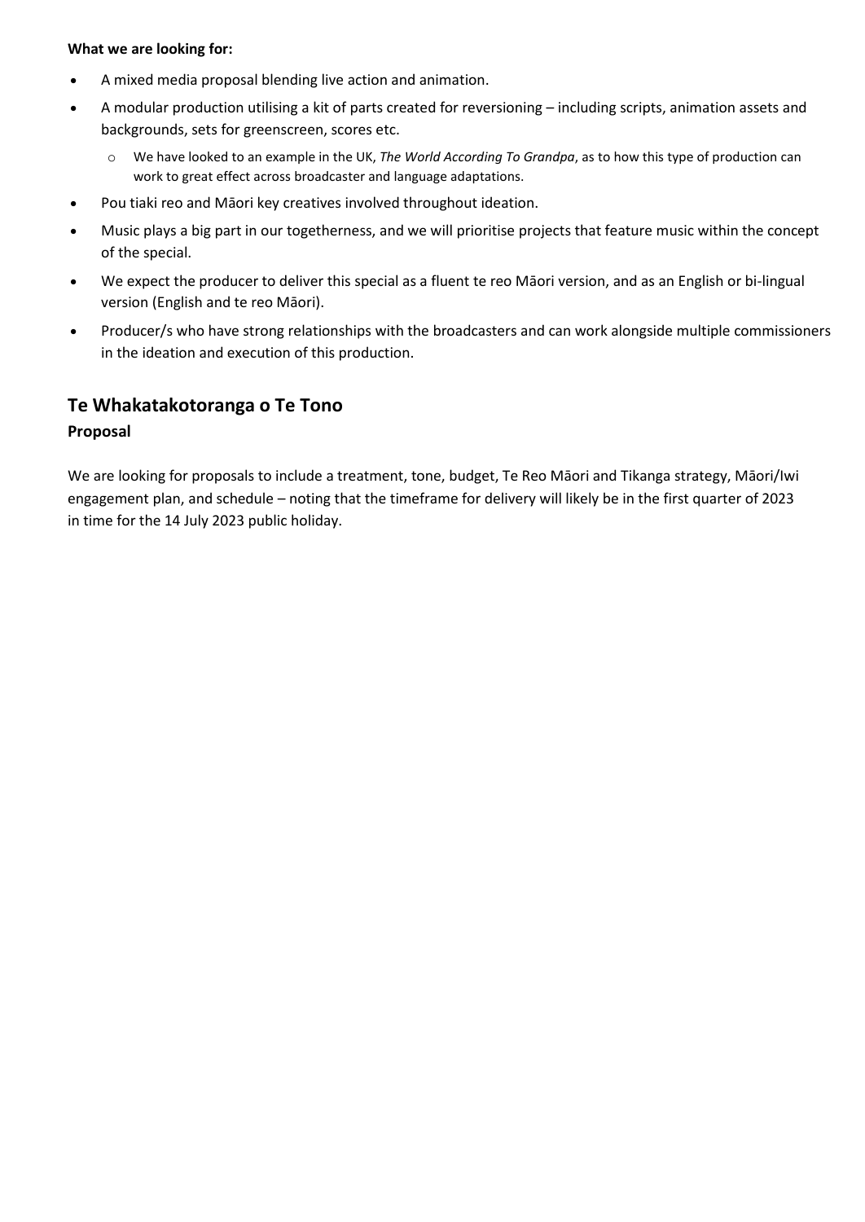**What we are looking for:**

- A mixed media proposal blending live action and animation.
- A modular production utilising a kit of parts created for reversioning – including scripts, animation assets and backgrounds, sets for greenscreen, scores etc.
  - We have looked to an example in the UK, *The World According To Grandpa*, as to how this type of production can work to great effect across broadcaster and language adaptations.
- Pou tiaki reo and Māori key creatives involved throughout ideation.
- Music plays a big part in our togetherness, and we will prioritise projects that feature music within the concept of the special.
- We expect the producer to deliver this special as a fluent te reo Māori version, and as an English or bi-lingual version (English and te reo Māori).
- Producer/s who have strong relationships with the broadcasters and can work alongside multiple commissioners in the ideation and execution of this production.

## Te Whakatakotoranga o Te Tono

**Proposal**

We are looking for proposals to include a treatment, tone, budget, Te Reo Māori and Tikanga strategy, Māori/Iwi engagement plan, and schedule – noting that the timeframe for delivery will likely be in the first quarter of 2023 in time for the 14 July 2023 public holiday.